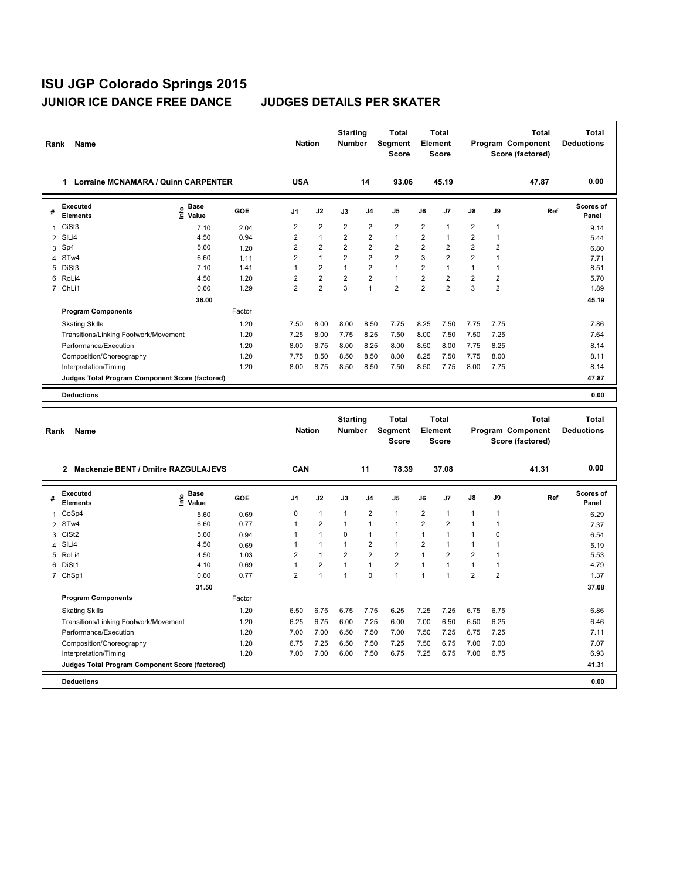# ISU JGP Colorado Springs 2015

## JUNIOR ICE DANCE FREE DANCE JUDGES DETAILS PER SKATER

| Rank | Name | Nation | Starting Number | Total Segment Score | Total Element Score | Total Program Component Score (factored) | Total Deductions |
|---|---|---|---|---|---|---|---|
| 1 | Lorraine MCNAMARA / Quinn CARPENTER | USA | 14 | 93.06 | 45.19 | 47.87 | 0.00 |

| # | Executed Elements | Info | Base Value | GOE | J1 | J2 | J3 | J4 | J5 | J6 | J7 | J8 | J9 | Ref | Scores of Panel |
|---|---|---|---|---|---|---|---|---|---|---|---|---|---|---|---|
| 1 | CiSt3 | | 7.10 | 2.04 | 2 | 2 | 2 | 2 | 2 | 2 | 1 | 2 | 1 | | 9.14 |
| 2 | SlLi4 | | 4.50 | 0.94 | 2 | 1 | 2 | 2 | 1 | 2 | 1 | 2 | 1 | | 5.44 |
| 3 | Sp4 | | 5.60 | 1.20 | 2 | 2 | 2 | 2 | 2 | 2 | 2 | 2 | 2 | | 6.80 |
| 4 | STw4 | | 6.60 | 1.11 | 2 | 1 | 2 | 2 | 2 | 3 | 2 | 2 | 1 | | 7.71 |
| 5 | DiSt3 | | 7.10 | 1.41 | 1 | 2 | 1 | 2 | 1 | 2 | 1 | 1 | 1 | | 8.51 |
| 6 | RoLi4 | | 4.50 | 1.20 | 2 | 2 | 2 | 2 | 1 | 2 | 2 | 2 | 2 | | 5.70 |
| 7 | ChLi1 | | 0.60 | 1.29 | 2 | 2 | 3 | 1 | 2 | 2 | 2 | 3 | 2 | | 1.89 |
| | | | 36.00 | | | | | | | | | | | | 45.19 |
| | **Program Components** | | | Factor | | | | | | | | | | | |
| | Skating Skills | | | 1.20 | 7.50 | 8.00 | 8.00 | 8.50 | 7.75 | 8.25 | 7.50 | 7.75 | 7.75 | | 7.86 |
| | Transitions/Linking Footwork/Movement | | | 1.20 | 7.25 | 8.00 | 7.75 | 8.25 | 7.50 | 8.00 | 7.50 | 7.50 | 7.25 | | 7.64 |
| | Performance/Execution | | | 1.20 | 8.00 | 8.75 | 8.00 | 8.25 | 8.00 | 8.50 | 8.00 | 7.75 | 8.25 | | 8.14 |
| | Composition/Choreography | | | 1.20 | 7.75 | 8.50 | 8.50 | 8.50 | 8.00 | 8.25 | 7.50 | 7.75 | 8.00 | | 8.11 |
| | Interpretation/Timing | | | 1.20 | 8.00 | 8.75 | 8.50 | 8.50 | 7.50 | 8.50 | 7.75 | 8.00 | 7.75 | | 8.14 |
| | **Judges Total Program Component Score (factored)** | | | | | | | | | | | | | | 47.87 |
| | **Deductions** | | | | | | | | | | | | | | 0.00 |

| Rank | Name | Nation | Starting Number | Total Segment Score | Total Element Score | Total Program Component Score (factored) | Total Deductions |
|---|---|---|---|---|---|---|---|
| 2 | Mackenzie BENT / Dmitre RAZGULAJEVS | CAN | 11 | 78.39 | 37.08 | 41.31 | 0.00 |

| # | Executed Elements | Info | Base Value | GOE | J1 | J2 | J3 | J4 | J5 | J6 | J7 | J8 | J9 | Ref | Scores of Panel |
|---|---|---|---|---|---|---|---|---|---|---|---|---|---|---|---|
| 1 | CoSp4 | | 5.60 | 0.69 | 0 | 1 | 1 | 2 | 1 | 2 | 1 | 1 | 1 | | 6.29 |
| 2 | STw4 | | 6.60 | 0.77 | 1 | 2 | 1 | 1 | 1 | 2 | 2 | 1 | 1 | | 7.37 |
| 3 | CiSt2 | | 5.60 | 0.94 | 1 | 1 | 0 | 1 | 1 | 1 | 1 | 1 | 0 | | 6.54 |
| 4 | SlLi4 | | 4.50 | 0.69 | 1 | 1 | 1 | 2 | 1 | 2 | 1 | 1 | 1 | | 5.19 |
| 5 | RoLi4 | | 4.50 | 1.03 | 2 | 1 | 2 | 2 | 2 | 1 | 2 | 2 | 1 | | 5.53 |
| 6 | DiSt1 | | 4.10 | 0.69 | 1 | 2 | 1 | 1 | 2 | 1 | 1 | 1 | 1 | | 4.79 |
| 7 | ChSp1 | | 0.60 | 0.77 | 2 | 1 | 1 | 0 | 1 | 1 | 1 | 2 | 2 | | 1.37 |
| | | | 31.50 | | | | | | | | | | | | 37.08 |
| | **Program Components** | | | Factor | | | | | | | | | | | |
| | Skating Skills | | | 1.20 | 6.50 | 6.75 | 6.75 | 7.75 | 6.25 | 7.25 | 7.25 | 6.75 | 6.75 | | 6.86 |
| | Transitions/Linking Footwork/Movement | | | 1.20 | 6.25 | 6.75 | 6.00 | 7.25 | 6.00 | 7.00 | 6.50 | 6.50 | 6.25 | | 6.46 |
| | Performance/Execution | | | 1.20 | 7.00 | 7.00 | 6.50 | 7.50 | 7.00 | 7.50 | 7.25 | 6.75 | 7.25 | | 7.11 |
| | Composition/Choreography | | | 1.20 | 6.75 | 7.25 | 6.50 | 7.50 | 7.25 | 7.50 | 6.75 | 7.00 | 7.00 | | 7.07 |
| | Interpretation/Timing | | | 1.20 | 7.00 | 7.00 | 6.00 | 7.50 | 6.75 | 7.25 | 6.75 | 7.00 | 6.75 | | 6.93 |
| | **Judges Total Program Component Score (factored)** | | | | | | | | | | | | | | 41.31 |
| | **Deductions** | | | | | | | | | | | | | | 0.00 |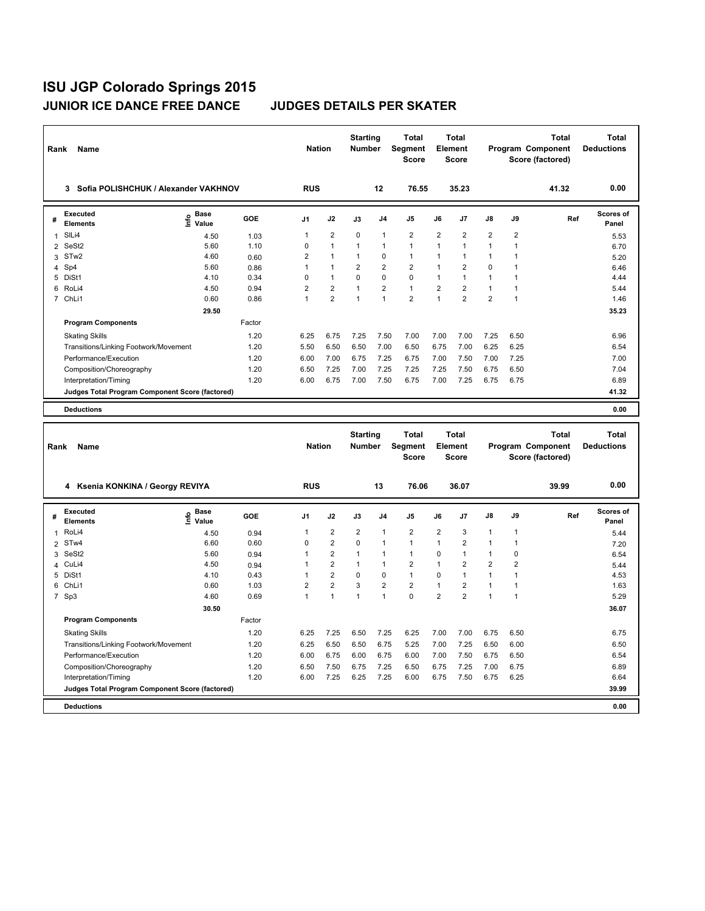# ISU JGP Colorado Springs 2015

## JUNIOR ICE DANCE FREE DANCE JUDGES DETAILS PER SKATER

| Rank | Name | Nation | Starting Number | Total Segment Score | Total Element Score | Total Program Component Score (factored) | Total Deductions |
|---|---|---|---|---|---|---|---|
| 3 | Sofia POLISHCHUK / Alexander VAKHNOV | RUS | 12 | 76.55 | 35.23 | 41.32 | 0.00 |

| # | Executed Elements | Info | Base Value | GOE | J1 | J2 | J3 | J4 | J5 | J6 | J7 | J8 | J9 | Ref | Scores of Panel |
|---|---|---|---|---|---|---|---|---|---|---|---|---|---|---|---|
| 1 | SlLi4 | | 4.50 | 1.03 | 1 | 2 | 0 | 1 | 2 | 2 | 2 | 2 | 2 | | 5.53 |
| 2 | SeSt2 | | 5.60 | 1.10 | 0 | 1 | 1 | 1 | 1 | 1 | 1 | 1 | 1 | | 6.70 |
| 3 | STw2 | | 4.60 | 0.60 | 2 | 1 | 1 | 0 | 1 | 1 | 1 | 1 | 1 | | 5.20 |
| 4 | Sp4 | | 5.60 | 0.86 | 1 | 1 | 2 | 2 | 2 | 1 | 2 | 0 | 1 | | 6.46 |
| 5 | DiSt1 | | 4.10 | 0.34 | 0 | 1 | 0 | 0 | 0 | 1 | 1 | 1 | 1 | | 4.44 |
| 6 | RoLi4 | | 4.50 | 0.94 | 2 | 2 | 1 | 2 | 1 | 2 | 2 | 1 | 1 | | 5.44 |
| 7 | ChLi1 | | 0.60 | 0.86 | 1 | 2 | 1 | 1 | 2 | 1 | 2 | 2 | 1 | | 1.46 |
| | | | 29.50 | | | | | | | | | | | | 35.23 |
| | **Program Components** | | | Factor | | | | | | | | | | | |
| | Skating Skills | | | 1.20 | 6.25 | 6.75 | 7.25 | 7.50 | 7.00 | 7.00 | 7.00 | 7.25 | 6.50 | | 6.96 |
| | Transitions/Linking Footwork/Movement | | | 1.20 | 5.50 | 6.50 | 6.50 | 7.00 | 6.50 | 6.75 | 7.00 | 6.25 | 6.25 | | 6.54 |
| | Performance/Execution | | | 1.20 | 6.00 | 7.00 | 6.75 | 7.25 | 6.75 | 7.00 | 7.50 | 7.00 | 7.25 | | 7.00 |
| | Composition/Choreography | | | 1.20 | 6.50 | 7.25 | 7.00 | 7.25 | 7.25 | 7.25 | 7.50 | 6.75 | 6.50 | | 7.04 |
| | Interpretation/Timing | | | 1.20 | 6.00 | 6.75 | 7.00 | 7.50 | 6.75 | 7.00 | 7.25 | 6.75 | 6.75 | | 6.89 |
| | **Judges Total Program Component Score (factored)** | | | | | | | | | | | | | | 41.32 |
| | **Deductions** | | | | | | | | | | | | | | 0.00 |

| Rank | Name | Nation | Starting Number | Total Segment Score | Total Element Score | Total Program Component Score (factored) | Total Deductions |
|---|---|---|---|---|---|---|---|
| 4 | Ksenia KONKINA / Georgy REVIYA | RUS | 13 | 76.06 | 36.07 | 39.99 | 0.00 |

| # | Executed Elements | Info | Base Value | GOE | J1 | J2 | J3 | J4 | J5 | J6 | J7 | J8 | J9 | Ref | Scores of Panel |
|---|---|---|---|---|---|---|---|---|---|---|---|---|---|---|---|
| 1 | RoLi4 | | 4.50 | 0.94 | 1 | 2 | 2 | 1 | 2 | 2 | 3 | 1 | 1 | | 5.44 |
| 2 | STw4 | | 6.60 | 0.60 | 0 | 2 | 0 | 1 | 1 | 1 | 2 | 1 | 1 | | 7.20 |
| 3 | SeSt2 | | 5.60 | 0.94 | 1 | 2 | 1 | 1 | 1 | 0 | 1 | 1 | 0 | | 6.54 |
| 4 | CuLi4 | | 4.50 | 0.94 | 1 | 2 | 1 | 1 | 2 | 1 | 2 | 2 | 2 | | 5.44 |
| 5 | DiSt1 | | 4.10 | 0.43 | 1 | 2 | 0 | 0 | 1 | 0 | 1 | 1 | 1 | | 4.53 |
| 6 | ChLi1 | | 0.60 | 1.03 | 2 | 2 | 3 | 2 | 2 | 1 | 2 | 1 | 1 | | 1.63 |
| 7 | Sp3 | | 4.60 | 0.69 | 1 | 1 | 1 | 1 | 0 | 2 | 2 | 1 | 1 | | 5.29 |
| | | | 30.50 | | | | | | | | | | | | 36.07 |
| | **Program Components** | | | Factor | | | | | | | | | | | |
| | Skating Skills | | | 1.20 | 6.25 | 7.25 | 6.50 | 7.25 | 6.25 | 7.00 | 7.00 | 6.75 | 6.50 | | 6.75 |
| | Transitions/Linking Footwork/Movement | | | 1.20 | 6.25 | 6.50 | 6.50 | 6.75 | 5.25 | 7.00 | 7.25 | 6.50 | 6.00 | | 6.50 |
| | Performance/Execution | | | 1.20 | 6.00 | 6.75 | 6.00 | 6.75 | 6.00 | 7.00 | 7.50 | 6.75 | 6.50 | | 6.54 |
| | Composition/Choreography | | | 1.20 | 6.50 | 7.50 | 6.75 | 7.25 | 6.50 | 6.75 | 7.25 | 7.00 | 6.75 | | 6.89 |
| | Interpretation/Timing | | | 1.20 | 6.00 | 7.25 | 6.25 | 7.25 | 6.00 | 6.75 | 7.50 | 6.75 | 6.25 | | 6.64 |
| | **Judges Total Program Component Score (factored)** | | | | | | | | | | | | | | 39.99 |
| | **Deductions** | | | | | | | | | | | | | | 0.00 |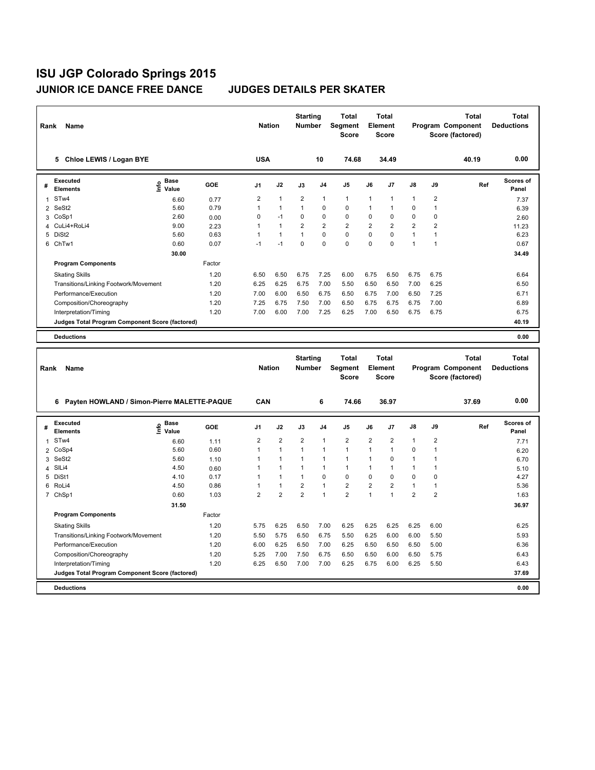# ISU JGP Colorado Springs 2015

## JUNIOR ICE DANCE FREE DANCE JUDGES DETAILS PER SKATER

| Rank | Name | Nation | Starting Number | Total Segment Score | Total Element Score | Total Program Component Score (factored) | Total Deductions |
|---|---|---|---|---|---|---|---|
| 5 | Chloe LEWIS / Logan BYE | USA | 10 | 74.68 | 34.49 | 40.19 | 0.00 |

| # | Executed Elements | Info | Base Value | GOE | J1 | J2 | J3 | J4 | J5 | J6 | J7 | J8 | J9 | Ref | Scores of Panel |
|---|---|---|---|---|---|---|---|---|---|---|---|---|---|---|---|
| 1 | STw4 | | 6.60 | 0.77 | 2 | 1 | 2 | 1 | 1 | 1 | 1 | 1 | 2 | | 7.37 |
| 2 | SeSt2 | | 5.60 | 0.79 | 1 | 1 | 1 | 0 | 0 | 1 | 1 | 0 | 1 | | 6.39 |
| 3 | CoSp1 | | 2.60 | 0.00 | 0 | -1 | 0 | 0 | 0 | 0 | 0 | 0 | 0 | | 2.60 |
| 4 | CuLi4+RoLi4 | | 9.00 | 2.23 | 1 | 1 | 2 | 2 | 2 | 2 | 2 | 2 | 2 | | 11.23 |
| 5 | DiSt2 | | 5.60 | 0.63 | 1 | 1 | 1 | 0 | 0 | 0 | 0 | 1 | 1 | | 6.23 |
| 6 | ChTw1 | | 0.60 | 0.07 | -1 | -1 | 0 | 0 | 0 | 0 | 0 | 1 | 1 | | 0.67 |
| | | | 30.00 | | | | | | | | | | | | 34.49 |
| | **Program Components** | | | Factor | | | | | | | | | | | |
| | Skating Skills | | | 1.20 | 6.50 | 6.50 | 6.75 | 7.25 | 6.00 | 6.75 | 6.50 | 6.75 | 6.75 | | 6.64 |
| | Transitions/Linking Footwork/Movement | | | 1.20 | 6.25 | 6.25 | 6.75 | 7.00 | 5.50 | 6.50 | 6.50 | 7.00 | 6.25 | | 6.50 |
| | Performance/Execution | | | 1.20 | 7.00 | 6.00 | 6.50 | 6.75 | 6.50 | 6.75 | 7.00 | 6.50 | 7.25 | | 6.71 |
| | Composition/Choreography | | | 1.20 | 7.25 | 6.75 | 7.50 | 7.00 | 6.50 | 6.75 | 6.75 | 6.75 | 7.00 | | 6.89 |
| | Interpretation/Timing | | | 1.20 | 7.00 | 6.00 | 7.00 | 7.25 | 6.25 | 7.00 | 6.50 | 6.75 | 6.75 | | 6.75 |
| | **Judges Total Program Component Score (factored)** | | | | | | | | | | | | | | 40.19 |
| | **Deductions** | | | | | | | | | | | | | | 0.00 |

| Rank | Name | Nation | Starting Number | Total Segment Score | Total Element Score | Total Program Component Score (factored) | Total Deductions |
|---|---|---|---|---|---|---|---|
| 6 | Payten HOWLAND / Simon-Pierre MALETTE-PAQUE | CAN | 6 | 74.66 | 36.97 | 37.69 | 0.00 |

| # | Executed Elements | Info | Base Value | GOE | J1 | J2 | J3 | J4 | J5 | J6 | J7 | J8 | J9 | Ref | Scores of Panel |
|---|---|---|---|---|---|---|---|---|---|---|---|---|---|---|---|
| 1 | STw4 | | 6.60 | 1.11 | 2 | 2 | 2 | 1 | 2 | 2 | 2 | 1 | 2 | | 7.71 |
| 2 | CoSp4 | | 5.60 | 0.60 | 1 | 1 | 1 | 1 | 1 | 1 | 1 | 0 | 1 | | 6.20 |
| 3 | SeSt2 | | 5.60 | 1.10 | 1 | 1 | 1 | 1 | 1 | 1 | 0 | 1 | 1 | | 6.70 |
| 4 | SlLi4 | | 4.50 | 0.60 | 1 | 1 | 1 | 1 | 1 | 1 | 1 | 1 | 1 | | 5.10 |
| 5 | DiSt1 | | 4.10 | 0.17 | 1 | 1 | 1 | 0 | 0 | 0 | 0 | 0 | 0 | | 4.27 |
| 6 | RoLi4 | | 4.50 | 0.86 | 1 | 1 | 2 | 1 | 2 | 2 | 2 | 1 | 1 | | 5.36 |
| 7 | ChSp1 | | 0.60 | 1.03 | 2 | 2 | 2 | 1 | 2 | 1 | 1 | 2 | 2 | | 1.63 |
| | | | 31.50 | | | | | | | | | | | | 36.97 |
| | **Program Components** | | | Factor | | | | | | | | | | | |
| | Skating Skills | | | 1.20 | 5.75 | 6.25 | 6.50 | 7.00 | 6.25 | 6.25 | 6.25 | 6.25 | 6.00 | | 6.25 |
| | Transitions/Linking Footwork/Movement | | | 1.20 | 5.50 | 5.75 | 6.50 | 6.75 | 5.50 | 6.25 | 6.00 | 6.00 | 5.50 | | 5.93 |
| | Performance/Execution | | | 1.20 | 6.00 | 6.25 | 6.50 | 7.00 | 6.25 | 6.50 | 6.50 | 6.50 | 5.00 | | 6.36 |
| | Composition/Choreography | | | 1.20 | 5.25 | 7.00 | 7.50 | 6.75 | 6.50 | 6.50 | 6.00 | 6.50 | 5.75 | | 6.43 |
| | Interpretation/Timing | | | 1.20 | 6.25 | 6.50 | 7.00 | 7.00 | 6.25 | 6.75 | 6.00 | 6.25 | 5.50 | | 6.43 |
| | **Judges Total Program Component Score (factored)** | | | | | | | | | | | | | | 37.69 |
| | **Deductions** | | | | | | | | | | | | | | 0.00 |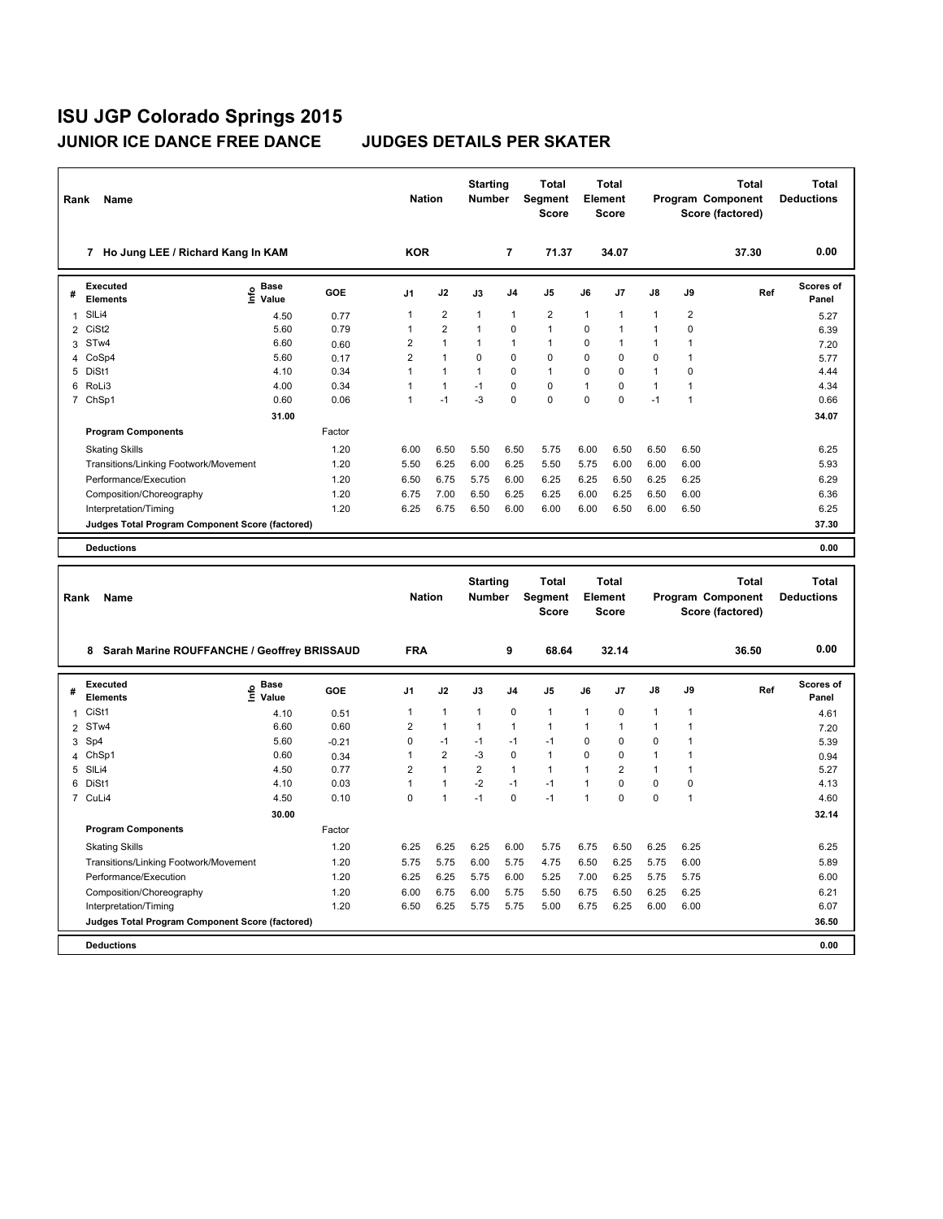# ISU JGP Colorado Springs 2015

## JUNIOR ICE DANCE FREE DANCE JUDGES DETAILS PER SKATER

| Rank | Name | Nation | Starting Number | Total Segment Score | Total Element Score | Total Program Component Score (factored) | Total Deductions |
|---|---|---|---|---|---|---|---|
| 7 | Ho Jung LEE / Richard Kang In KAM | KOR | 7 | 71.37 | 34.07 | 37.30 | 0.00 |

| # | Executed Elements | Info | Base Value | GOE | J1 | J2 | J3 | J4 | J5 | J6 | J7 | J8 | J9 | Ref | Scores of Panel |
|---|---|---|---|---|---|---|---|---|---|---|---|---|---|---|---|
| 1 | SlLi4 | | 4.50 | 0.77 | 1 | 2 | 1 | 1 | 2 | 1 | 1 | 1 | 2 | | 5.27 |
| 2 | CiSt2 | | 5.60 | 0.79 | 1 | 2 | 1 | 0 | 1 | 0 | 1 | 1 | 0 | | 6.39 |
| 3 | STw4 | | 6.60 | 0.60 | 2 | 1 | 1 | 1 | 1 | 1 | 1 | 1 | 1 | | 7.20 |
| 4 | CoSp4 | | 5.60 | 0.17 | 2 | 1 | 0 | 0 | 0 | 0 | 0 | 0 | 1 | | 5.77 |
| 5 | DiSt1 | | 4.10 | 0.34 | 1 | 1 | 1 | 0 | 1 | 0 | 0 | 1 | 0 | | 4.44 |
| 6 | RoLi3 | | 4.00 | 0.34 | 1 | 1 | -1 | 0 | 0 | 1 | 0 | 1 | 1 | | 4.34 |
| 7 | ChSp1 | | 0.60 | 0.06 | 1 | -1 | -3 | 0 | 0 | 0 | 0 | -1 | 1 | | 0.66 |
| | | | 31.00 | | | | | | | | | | | | 34.07 |
| | **Program Components** | | | Factor | | | | | | | | | | | |
| | Skating Skills | | | 1.20 | 6.00 | 6.50 | 5.50 | 6.50 | 5.75 | 6.00 | 6.50 | 6.50 | 6.50 | | 6.25 |
| | Transitions/Linking Footwork/Movement | | | 1.20 | 5.50 | 6.25 | 6.00 | 6.25 | 5.50 | 5.75 | 6.00 | 6.00 | 6.00 | | 5.93 |
| | Performance/Execution | | | 1.20 | 6.50 | 6.75 | 5.75 | 6.00 | 6.25 | 6.25 | 6.50 | 6.25 | 6.25 | | 6.29 |
| | Composition/Choreography | | | 1.20 | 6.75 | 7.00 | 6.50 | 6.25 | 6.25 | 6.00 | 6.25 | 6.50 | 6.00 | | 6.36 |
| | Interpretation/Timing | | | 1.20 | 6.25 | 6.75 | 6.50 | 6.00 | 6.00 | 6.00 | 6.50 | 6.00 | 6.50 | | 6.25 |
| | **Judges Total Program Component Score (factored)** | | | | | | | | | | | | | | 37.30 |
| | **Deductions** | | | | | | | | | | | | | | 0.00 |

| Rank | Name | Nation | Starting Number | Total Segment Score | Total Element Score | Total Program Component Score (factored) | Total Deductions |
|---|---|---|---|---|---|---|---|
| 8 | Sarah Marine ROUFFANCHE / Geoffrey BRISSAUD | FRA | 9 | 68.64 | 32.14 | 36.50 | 0.00 |

| # | Executed Elements | Info | Base Value | GOE | J1 | J2 | J3 | J4 | J5 | J6 | J7 | J8 | J9 | Ref | Scores of Panel |
|---|---|---|---|---|---|---|---|---|---|---|---|---|---|---|---|
| 1 | CiSt1 | | 4.10 | 0.51 | 1 | 1 | 1 | 0 | 1 | 1 | 0 | 1 | 1 | | 4.61 |
| 2 | STw4 | | 6.60 | 0.60 | 2 | 1 | 1 | 1 | 1 | 1 | 1 | 1 | 1 | | 7.20 |
| 3 | Sp4 | | 5.60 | -0.21 | 0 | -1 | -1 | -1 | -1 | 0 | 0 | 0 | 1 | | 5.39 |
| 4 | ChSp1 | | 0.60 | 0.34 | 1 | 2 | -3 | 0 | 1 | 0 | 0 | 1 | 1 | | 0.94 |
| 5 | SlLi4 | | 4.50 | 0.77 | 2 | 1 | 2 | 1 | 1 | 1 | 2 | 1 | 1 | | 5.27 |
| 6 | DiSt1 | | 4.10 | 0.03 | 1 | 1 | -2 | -1 | -1 | 1 | 0 | 0 | 0 | | 4.13 |
| 7 | CuLi4 | | 4.50 | 0.10 | 0 | 1 | -1 | 0 | -1 | 1 | 0 | 0 | 1 | | 4.60 |
| | | | 30.00 | | | | | | | | | | | | 32.14 |
| | **Program Components** | | | Factor | | | | | | | | | | | |
| | Skating Skills | | | 1.20 | 6.25 | 6.25 | 6.25 | 6.00 | 5.75 | 6.75 | 6.50 | 6.25 | 6.25 | | 6.25 |
| | Transitions/Linking Footwork/Movement | | | 1.20 | 5.75 | 5.75 | 6.00 | 5.75 | 4.75 | 6.50 | 6.25 | 5.75 | 6.00 | | 5.89 |
| | Performance/Execution | | | 1.20 | 6.25 | 6.25 | 5.75 | 6.00 | 5.25 | 7.00 | 6.25 | 5.75 | 5.75 | | 6.00 |
| | Composition/Choreography | | | 1.20 | 6.00 | 6.75 | 6.00 | 5.75 | 5.50 | 6.75 | 6.50 | 6.25 | 6.25 | | 6.21 |
| | Interpretation/Timing | | | 1.20 | 6.50 | 6.25 | 5.75 | 5.75 | 5.00 | 6.75 | 6.25 | 6.00 | 6.00 | | 6.07 |
| | **Judges Total Program Component Score (factored)** | | | | | | | | | | | | | | 36.50 |
| | **Deductions** | | | | | | | | | | | | | | 0.00 |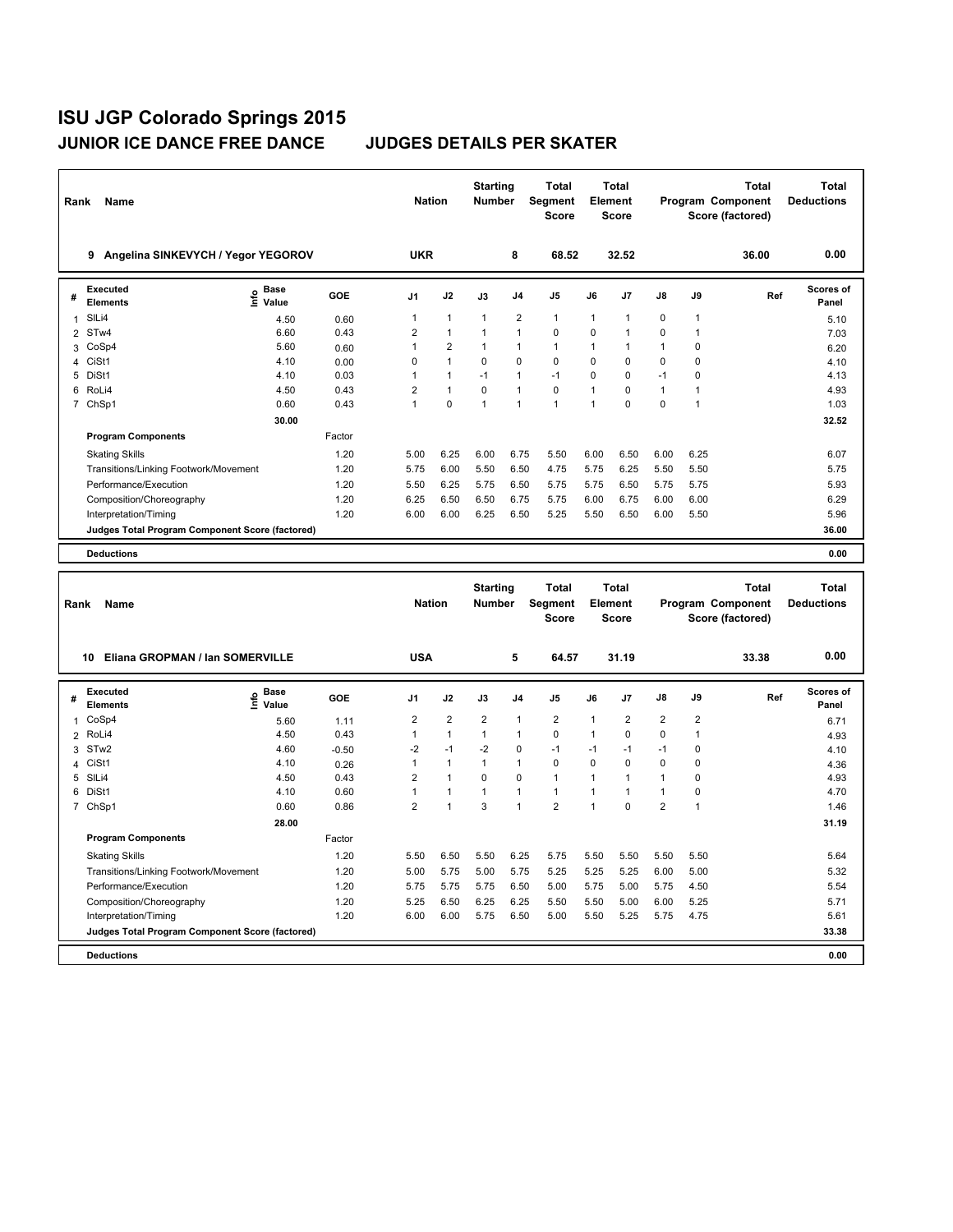# ISU JGP Colorado Springs 2015

## JUNIOR ICE DANCE FREE DANCE JUDGES DETAILS PER SKATER

| Rank | Name | Nation | Starting Number | Total Segment Score | Total Element Score | Total Program Component Score (factored) | Total Deductions |
|---|---|---|---|---|---|---|---|
| 9 | Angelina SINKEVYCH / Yegor YEGOROV | UKR | 8 | 68.52 | 32.52 | 36.00 | 0.00 |

| # | Executed Elements | Info | Base Value | GOE | J1 | J2 | J3 | J4 | J5 | J6 | J7 | J8 | J9 | Ref | Scores of Panel |
|---|---|---|---|---|---|---|---|---|---|---|---|---|---|---|---|
| 1 | SlLi4 | | 4.50 | 0.60 | 1 | 1 | 1 | 2 | 1 | 1 | 1 | 0 | 1 | | 5.10 |
| 2 | STw4 | | 6.60 | 0.43 | 2 | 1 | 1 | 1 | 0 | 0 | 1 | 0 | 1 | | 7.03 |
| 3 | CoSp4 | | 5.60 | 0.60 | 1 | 2 | 1 | 1 | 1 | 1 | 1 | 1 | 0 | | 6.20 |
| 4 | CiSt1 | | 4.10 | 0.00 | 0 | 1 | 0 | 0 | 0 | 0 | 0 | 0 | 0 | | 4.10 |
| 5 | DiSt1 | | 4.10 | 0.03 | 1 | 1 | -1 | 1 | -1 | 0 | 0 | -1 | 0 | | 4.13 |
| 6 | RoLi4 | | 4.50 | 0.43 | 2 | 1 | 0 | 1 | 0 | 1 | 0 | 1 | 1 | | 4.93 |
| 7 | ChSp1 | | 0.60 | 0.43 | 1 | 0 | 1 | 1 | 1 | 1 | 0 | 0 | 1 | | 1.03 |
| | | | 30.00 | | | | | | | | | | | | 32.52 |
| | **Program Components** | | | Factor | | | | | | | | | | | |
| | Skating Skills | | | 1.20 | 5.00 | 6.25 | 6.00 | 6.75 | 5.50 | 6.00 | 6.50 | 6.00 | 6.25 | | 6.07 |
| | Transitions/Linking Footwork/Movement | | | 1.20 | 5.75 | 6.00 | 5.50 | 6.50 | 4.75 | 5.75 | 6.25 | 5.50 | 5.50 | | 5.75 |
| | Performance/Execution | | | 1.20 | 5.50 | 6.25 | 5.75 | 6.50 | 5.75 | 5.75 | 6.50 | 5.75 | 5.75 | | 5.93 |
| | Composition/Choreography | | | 1.20 | 6.25 | 6.50 | 6.50 | 6.75 | 5.75 | 6.00 | 6.75 | 6.00 | 6.00 | | 6.29 |
| | Interpretation/Timing | | | 1.20 | 6.00 | 6.00 | 6.25 | 6.50 | 5.25 | 5.50 | 6.50 | 6.00 | 5.50 | | 5.96 |
| | **Judges Total Program Component Score (factored)** | | | | | | | | | | | | | | 36.00 |
| | **Deductions** | | | | | | | | | | | | | | 0.00 |

| Rank | Name | Nation | Starting Number | Total Segment Score | Total Element Score | Total Program Component Score (factored) | Total Deductions |
|---|---|---|---|---|---|---|---|
| 10 | Eliana GROPMAN / Ian SOMERVILLE | USA | 5 | 64.57 | 31.19 | 33.38 | 0.00 |

| # | Executed Elements | Info | Base Value | GOE | J1 | J2 | J3 | J4 | J5 | J6 | J7 | J8 | J9 | Ref | Scores of Panel |
|---|---|---|---|---|---|---|---|---|---|---|---|---|---|---|---|
| 1 | CoSp4 | | 5.60 | 1.11 | 2 | 2 | 2 | 1 | 2 | 1 | 2 | 2 | 2 | | 6.71 |
| 2 | RoLi4 | | 4.50 | 0.43 | 1 | 1 | 1 | 1 | 0 | 1 | 0 | 0 | 1 | | 4.93 |
| 3 | STw2 | | 4.60 | -0.50 | -2 | -1 | -2 | 0 | -1 | -1 | -1 | -1 | 0 | | 4.10 |
| 4 | CiSt1 | | 4.10 | 0.26 | 1 | 1 | 1 | 1 | 0 | 0 | 0 | 0 | 0 | | 4.36 |
| 5 | SlLi4 | | 4.50 | 0.43 | 2 | 1 | 0 | 0 | 1 | 1 | 1 | 1 | 0 | | 4.93 |
| 6 | DiSt1 | | 4.10 | 0.60 | 1 | 1 | 1 | 1 | 1 | 1 | 1 | 1 | 0 | | 4.70 |
| 7 | ChSp1 | | 0.60 | 0.86 | 2 | 1 | 3 | 1 | 2 | 1 | 0 | 2 | 1 | | 1.46 |
| | | | 28.00 | | | | | | | | | | | | 31.19 |
| | **Program Components** | | | Factor | | | | | | | | | | | |
| | Skating Skills | | | 1.20 | 5.50 | 6.50 | 5.50 | 6.25 | 5.75 | 5.50 | 5.50 | 5.50 | 5.50 | | 5.64 |
| | Transitions/Linking Footwork/Movement | | | 1.20 | 5.00 | 5.75 | 5.00 | 5.75 | 5.25 | 5.25 | 5.25 | 6.00 | 5.00 | | 5.32 |
| | Performance/Execution | | | 1.20 | 5.75 | 5.75 | 5.75 | 6.50 | 5.00 | 5.75 | 5.00 | 5.75 | 4.50 | | 5.54 |
| | Composition/Choreography | | | 1.20 | 5.25 | 6.50 | 6.25 | 6.25 | 5.50 | 5.50 | 5.00 | 6.00 | 5.25 | | 5.71 |
| | Interpretation/Timing | | | 1.20 | 6.00 | 6.00 | 5.75 | 6.50 | 5.00 | 5.50 | 5.25 | 5.75 | 4.75 | | 5.61 |
| | **Judges Total Program Component Score (factored)** | | | | | | | | | | | | | | 33.38 |
| | **Deductions** | | | | | | | | | | | | | | 0.00 |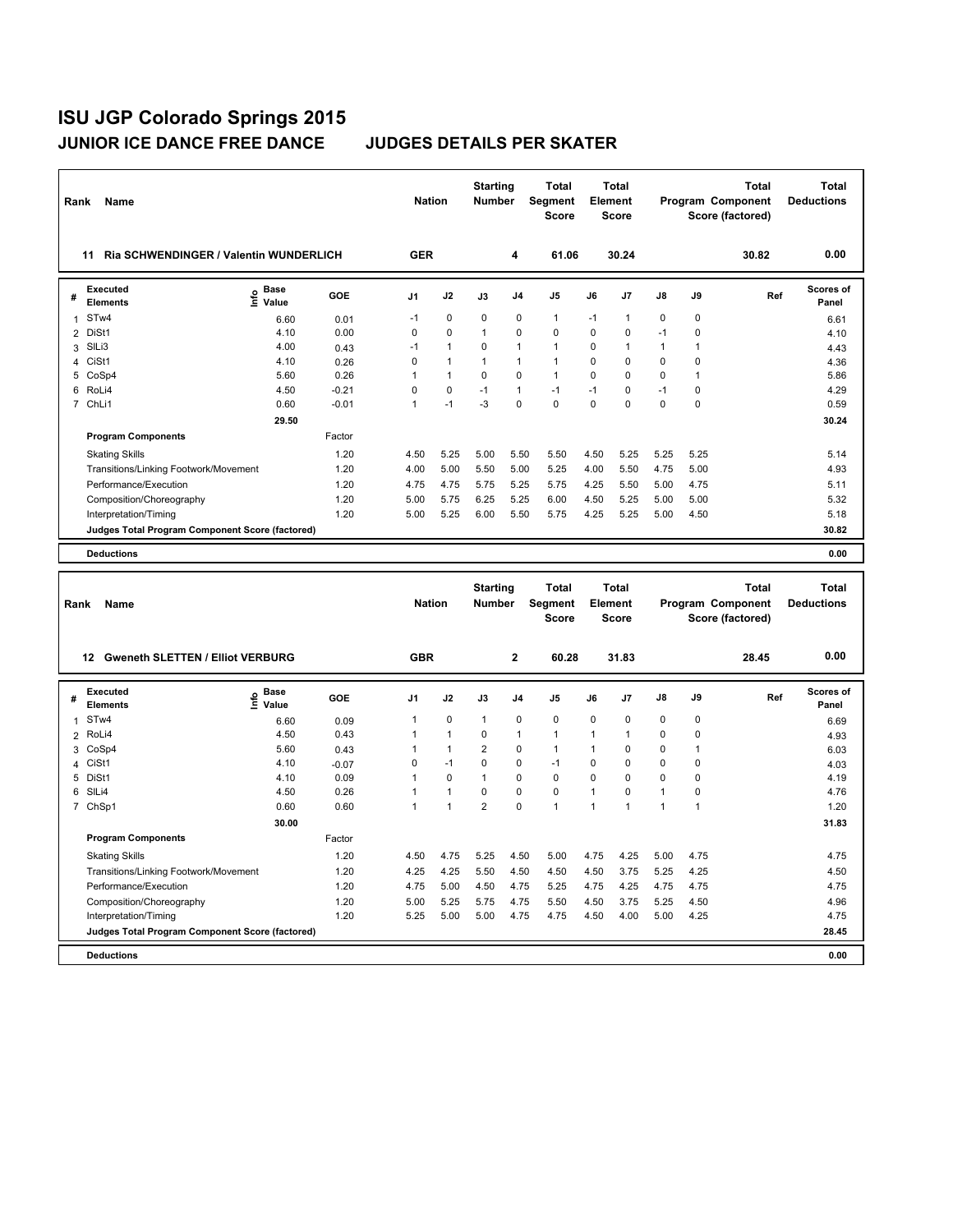# ISU JGP Colorado Springs 2015

## JUNIOR ICE DANCE FREE DANCE JUDGES DETAILS PER SKATER

| Rank | Name | Nation | Starting Number | Total Segment Score | Total Element Score | Total Program Component Score (factored) | Total Deductions |
|---|---|---|---|---|---|---|---|
| 11 | Ria SCHWENDINGER / Valentin WUNDERLICH | GER | 4 | 61.06 | 30.24 | 30.82 | 0.00 |

| # | Executed Elements | Info | Base Value | GOE | J1 | J2 | J3 | J4 | J5 | J6 | J7 | J8 | J9 | Ref | Scores of Panel |
|---|---|---|---|---|---|---|---|---|---|---|---|---|---|---|---|
| 1 | STw4 | | 6.60 | 0.01 | -1 | 0 | 0 | 0 | 1 | -1 | 1 | 0 | 0 | | 6.61 |
| 2 | DiSt1 | | 4.10 | 0.00 | 0 | 0 | 1 | 0 | 0 | 0 | 0 | -1 | 0 | | 4.10 |
| 3 | SlLi3 | | 4.00 | 0.43 | -1 | 1 | 0 | 1 | 1 | 0 | 1 | 1 | 1 | | 4.43 |
| 4 | CiSt1 | | 4.10 | 0.26 | 0 | 1 | 1 | 1 | 1 | 0 | 0 | 0 | 0 | | 4.36 |
| 5 | CoSp4 | | 5.60 | 0.26 | 1 | 1 | 0 | 0 | 1 | 0 | 0 | 0 | 1 | | 5.86 |
| 6 | RoLi4 | | 4.50 | -0.21 | 0 | 0 | -1 | 1 | -1 | -1 | 0 | -1 | 0 | | 4.29 |
| 7 | ChLi1 | | 0.60 | -0.01 | 1 | -1 | -3 | 0 | 0 | 0 | 0 | 0 | 0 | | 0.59 |
| | | | 29.50 | | | | | | | | | | | | 30.24 |
| | **Program Components** | | | Factor | | | | | | | | | | | |
| | Skating Skills | | | 1.20 | 4.50 | 5.25 | 5.00 | 5.50 | 5.50 | 4.50 | 5.25 | 5.25 | 5.25 | | 5.14 |
| | Transitions/Linking Footwork/Movement | | | 1.20 | 4.00 | 5.00 | 5.50 | 5.00 | 5.25 | 4.00 | 5.50 | 4.75 | 5.00 | | 4.93 |
| | Performance/Execution | | | 1.20 | 4.75 | 4.75 | 5.75 | 5.25 | 5.75 | 4.25 | 5.50 | 5.00 | 4.75 | | 5.11 |
| | Composition/Choreography | | | 1.20 | 5.00 | 5.75 | 6.25 | 5.25 | 6.00 | 4.50 | 5.25 | 5.00 | 5.00 | | 5.32 |
| | Interpretation/Timing | | | 1.20 | 5.00 | 5.25 | 6.00 | 5.50 | 5.75 | 4.25 | 5.25 | 5.00 | 4.50 | | 5.18 |
| | **Judges Total Program Component Score (factored)** | | | | | | | | | | | | | | 30.82 |
| | **Deductions** | | | | | | | | | | | | | | 0.00 |

| Rank | Name | Nation | Starting Number | Total Segment Score | Total Element Score | Total Program Component Score (factored) | Total Deductions |
|---|---|---|---|---|---|---|---|
| 12 | Gweneth SLETTEN / Elliot VERBURG | GBR | 2 | 60.28 | 31.83 | 28.45 | 0.00 |

| # | Executed Elements | Info | Base Value | GOE | J1 | J2 | J3 | J4 | J5 | J6 | J7 | J8 | J9 | Ref | Scores of Panel |
|---|---|---|---|---|---|---|---|---|---|---|---|---|---|---|---|
| 1 | STw4 | | 6.60 | 0.09 | 1 | 0 | 1 | 0 | 0 | 0 | 0 | 0 | 0 | | 6.69 |
| 2 | RoLi4 | | 4.50 | 0.43 | 1 | 1 | 0 | 1 | 1 | 1 | 1 | 0 | 0 | | 4.93 |
| 3 | CoSp4 | | 5.60 | 0.43 | 1 | 1 | 2 | 0 | 1 | 1 | 0 | 0 | 1 | | 6.03 |
| 4 | CiSt1 | | 4.10 | -0.07 | 0 | -1 | 0 | 0 | -1 | 0 | 0 | 0 | 0 | | 4.03 |
| 5 | DiSt1 | | 4.10 | 0.09 | 1 | 0 | 1 | 0 | 0 | 0 | 0 | 0 | 0 | | 4.19 |
| 6 | SlLi4 | | 4.50 | 0.26 | 1 | 1 | 0 | 0 | 0 | 1 | 0 | 1 | 0 | | 4.76 |
| 7 | ChSp1 | | 0.60 | 0.60 | 1 | 1 | 2 | 0 | 1 | 1 | 1 | 1 | 1 | | 1.20 |
| | | | 30.00 | | | | | | | | | | | | 31.83 |
| | **Program Components** | | | Factor | | | | | | | | | | | |
| | Skating Skills | | | 1.20 | 4.50 | 4.75 | 5.25 | 4.50 | 5.00 | 4.75 | 4.25 | 5.00 | 4.75 | | 4.75 |
| | Transitions/Linking Footwork/Movement | | | 1.20 | 4.25 | 4.25 | 5.50 | 4.50 | 4.50 | 4.50 | 3.75 | 5.25 | 4.25 | | 4.50 |
| | Performance/Execution | | | 1.20 | 4.75 | 5.00 | 4.50 | 4.75 | 5.25 | 4.75 | 4.25 | 4.75 | 4.75 | | 4.75 |
| | Composition/Choreography | | | 1.20 | 5.00 | 5.25 | 5.75 | 4.75 | 5.50 | 4.50 | 3.75 | 5.25 | 4.50 | | 4.96 |
| | Interpretation/Timing | | | 1.20 | 5.25 | 5.00 | 5.00 | 4.75 | 4.75 | 4.50 | 4.00 | 5.00 | 4.25 | | 4.75 |
| | **Judges Total Program Component Score (factored)** | | | | | | | | | | | | | | 28.45 |
| | **Deductions** | | | | | | | | | | | | | | 0.00 |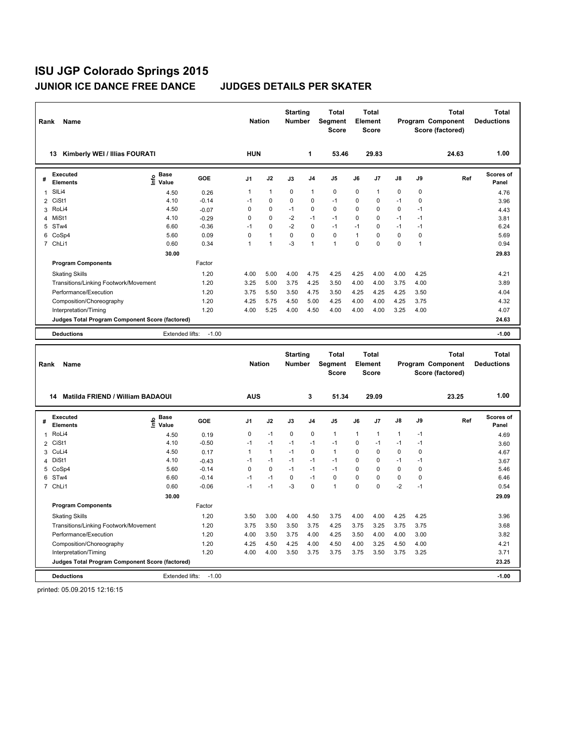# ISU JGP Colorado Springs 2015

## JUNIOR ICE DANCE FREE DANCE JUDGES DETAILS PER SKATER

| Rank | Name | Nation | Starting Number | Total Segment Score | Total Element Score | Total Program Component Score (factored) | Total Deductions |
|---|---|---|---|---|---|---|---|
| 13 | Kimberly WEI / Illias FOURATI | HUN | 1 | 53.46 | 29.83 | 24.63 | 1.00 |

| # | Executed Elements | Info | Base Value | GOE | J1 | J2 | J3 | J4 | J5 | J6 | J7 | J8 | J9 | Ref | Scores of Panel |
|---|---|---|---|---|---|---|---|---|---|---|---|---|---|---|---|
| 1 | SlLi4 | | 4.50 | 0.26 | 1 | 1 | 0 | 1 | 0 | 0 | 1 | 0 | 0 | | 4.76 |
| 2 | CiSt1 | | 4.10 | -0.14 | -1 | 0 | 0 | 0 | -1 | 0 | 0 | -1 | 0 | | 3.96 |
| 3 | RoLi4 | | 4.50 | -0.07 | 0 | 0 | -1 | 0 | 0 | 0 | 0 | 0 | -1 | | 4.43 |
| 4 | MiSt1 | | 4.10 | -0.29 | 0 | 0 | -2 | -1 | -1 | 0 | 0 | -1 | -1 | | 3.81 |
| 5 | STw4 | | 6.60 | -0.36 | -1 | 0 | -2 | 0 | -1 | -1 | 0 | -1 | -1 | | 6.24 |
| 6 | CoSp4 | | 5.60 | 0.09 | 0 | 1 | 0 | 0 | 0 | 1 | 0 | 0 | 0 | | 5.69 |
| 7 | ChLi1 | | 0.60 | 0.34 | 1 | 1 | -3 | 1 | 1 | 0 | 0 | 0 | 1 | | 0.94 |
| | | | 30.00 | | | | | | | | | | | | 29.83 |

| Program Components | Factor | J1 | J2 | J3 | J4 | J5 | J6 | J7 | J8 | J9 | Scores of Panel |
|---|---|---|---|---|---|---|---|---|---|---|---|
| Skating Skills | 1.20 | 4.00 | 5.00 | 4.00 | 4.75 | 4.25 | 4.25 | 4.00 | 4.00 | 4.25 | 4.21 |
| Transitions/Linking Footwork/Movement | 1.20 | 3.25 | 5.00 | 3.75 | 4.25 | 3.50 | 4.00 | 4.00 | 3.75 | 4.00 | 3.89 |
| Performance/Execution | 1.20 | 3.75 | 5.50 | 3.50 | 4.75 | 3.50 | 4.25 | 4.25 | 4.25 | 3.50 | 4.04 |
| Composition/Choreography | 1.20 | 4.25 | 5.75 | 4.50 | 5.00 | 4.25 | 4.00 | 4.00 | 4.25 | 3.75 | 4.32 |
| Interpretation/Timing | 1.20 | 4.00 | 5.25 | 4.00 | 4.50 | 4.00 | 4.00 | 4.00 | 3.25 | 4.00 | 4.07 |
| Judges Total Program Component Score (factored) | | | | | | | | | | | 24.63 |

**Deductions** Extended lifts: -1.00 — **-1.00**

| Rank | Name | Nation | Starting Number | Total Segment Score | Total Element Score | Total Program Component Score (factored) | Total Deductions |
|---|---|---|---|---|---|---|---|
| 14 | Matilda FRIEND / William BADAOUI | AUS | 3 | 51.34 | 29.09 | 23.25 | 1.00 |

| # | Executed Elements | Info | Base Value | GOE | J1 | J2 | J3 | J4 | J5 | J6 | J7 | J8 | J9 | Ref | Scores of Panel |
|---|---|---|---|---|---|---|---|---|---|---|---|---|---|---|---|
| 1 | RoLi4 | | 4.50 | 0.19 | 0 | -1 | 0 | 0 | 1 | 1 | 1 | 1 | -1 | | 4.69 |
| 2 | CiSt1 | | 4.10 | -0.50 | -1 | -1 | -1 | -1 | -1 | 0 | -1 | -1 | -1 | | 3.60 |
| 3 | CuLi4 | | 4.50 | 0.17 | 1 | 1 | -1 | 0 | 1 | 0 | 0 | 0 | 0 | | 4.67 |
| 4 | DiSt1 | | 4.10 | -0.43 | -1 | -1 | -1 | -1 | -1 | 0 | 0 | -1 | -1 | | 3.67 |
| 5 | CoSp4 | | 5.60 | -0.14 | 0 | 0 | -1 | -1 | -1 | 0 | 0 | 0 | 0 | | 5.46 |
| 6 | STw4 | | 6.60 | -0.14 | -1 | -1 | 0 | -1 | 0 | 0 | 0 | 0 | 0 | | 6.46 |
| 7 | ChLi1 | | 0.60 | -0.06 | -1 | -1 | -3 | 0 | 1 | 0 | 0 | -2 | -1 | | 0.54 |
| | | | 30.00 | | | | | | | | | | | | 29.09 |

| Program Components | Factor | J1 | J2 | J3 | J4 | J5 | J6 | J7 | J8 | J9 | Scores of Panel |
|---|---|---|---|---|---|---|---|---|---|---|---|
| Skating Skills | 1.20 | 3.50 | 3.00 | 4.00 | 4.50 | 3.75 | 4.00 | 4.00 | 4.25 | 4.25 | 3.96 |
| Transitions/Linking Footwork/Movement | 1.20 | 3.75 | 3.50 | 3.50 | 3.75 | 4.25 | 3.75 | 3.25 | 3.75 | 3.75 | 3.68 |
| Performance/Execution | 1.20 | 4.00 | 3.50 | 3.75 | 4.00 | 4.25 | 3.50 | 4.00 | 4.00 | 3.00 | 3.82 |
| Composition/Choreography | 1.20 | 4.25 | 4.50 | 4.25 | 4.00 | 4.50 | 4.00 | 3.25 | 4.50 | 4.00 | 4.21 |
| Interpretation/Timing | 1.20 | 4.00 | 4.00 | 3.50 | 3.75 | 3.75 | 3.75 | 3.50 | 3.75 | 3.25 | 3.71 |
| Judges Total Program Component Score (factored) | | | | | | | | | | | 23.25 |

**Deductions** Extended lifts: -1.00 — **-1.00**

printed: 05.09.2015 12:16:15